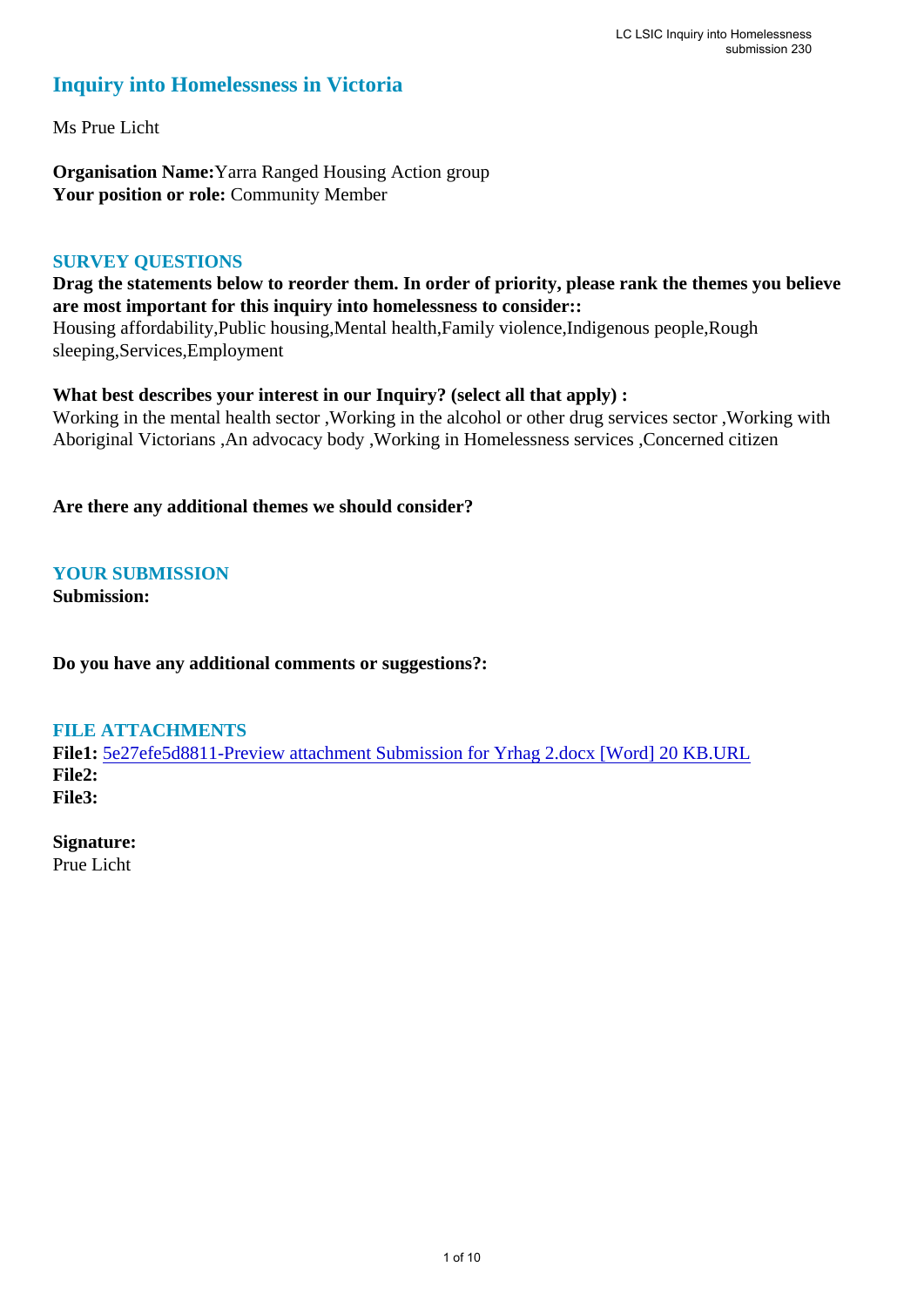# Inquiry into Homelessness in Victoria

Ms Prue Licht

**Organisation Name:** Yarra Ranged Housing Action group
**Your position or role:** Community Member

## SURVEY QUESTIONS

**Drag the statements below to reorder them. In order of priority, please rank the themes you believe are most important for this inquiry into homelessness to consider::**
Housing affordability,Public housing,Mental health,Family violence,Indigenous people,Rough sleeping,Services,Employment

**What best describes your interest in our Inquiry? (select all that apply) :**
Working in the mental health sector ,Working in the alcohol or other drug services sector ,Working with Aboriginal Victorians ,An advocacy body ,Working in Homelessness services ,Concerned citizen

**Are there any additional themes we should consider?**

## YOUR SUBMISSION

**Submission:**

**Do you have any additional comments or suggestions?:**

## FILE ATTACHMENTS

**File1:** 5e27efe5d8811-Preview attachment Submission for Yrhag 2.docx [Word] 20 KB.URL
**File2:**
**File3:**

**Signature:**
Prue Licht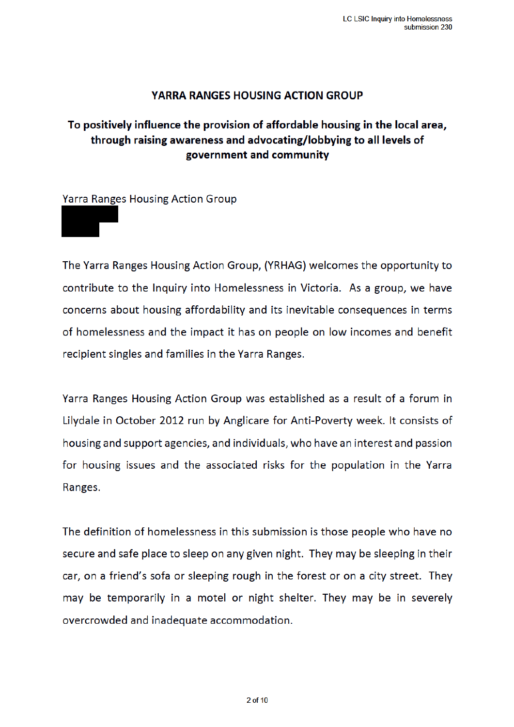# YARRA RANGES HOUSING ACTION GROUP

## To positively influence the provision of affordable housing in the local area, through raising awareness and advocating/lobbying to all levels of government and community

Yarra Ranges Housing Action Group

The Yarra Ranges Housing Action Group, (YRHAG) welcomes the opportunity to contribute to the Inquiry into Homelessness in Victoria. As a group, we have concerns about housing affordability and its inevitable consequences in terms of homelessness and the impact it has on people on low incomes and benefit recipient singles and families in the Yarra Ranges.

Yarra Ranges Housing Action Group was established as a result of a forum in Lilydale in October 2012 run by Anglicare for Anti-Poverty week. It consists of housing and support agencies, and individuals, who have an interest and passion for housing issues and the associated risks for the population in the Yarra Ranges.

The definition of homelessness in this submission is those people who have no secure and safe place to sleep on any given night. They may be sleeping in their car, on a friend's sofa or sleeping rough in the forest or on a city street. They may be temporarily in a motel or night shelter. They may be in severely overcrowded and inadequate accommodation.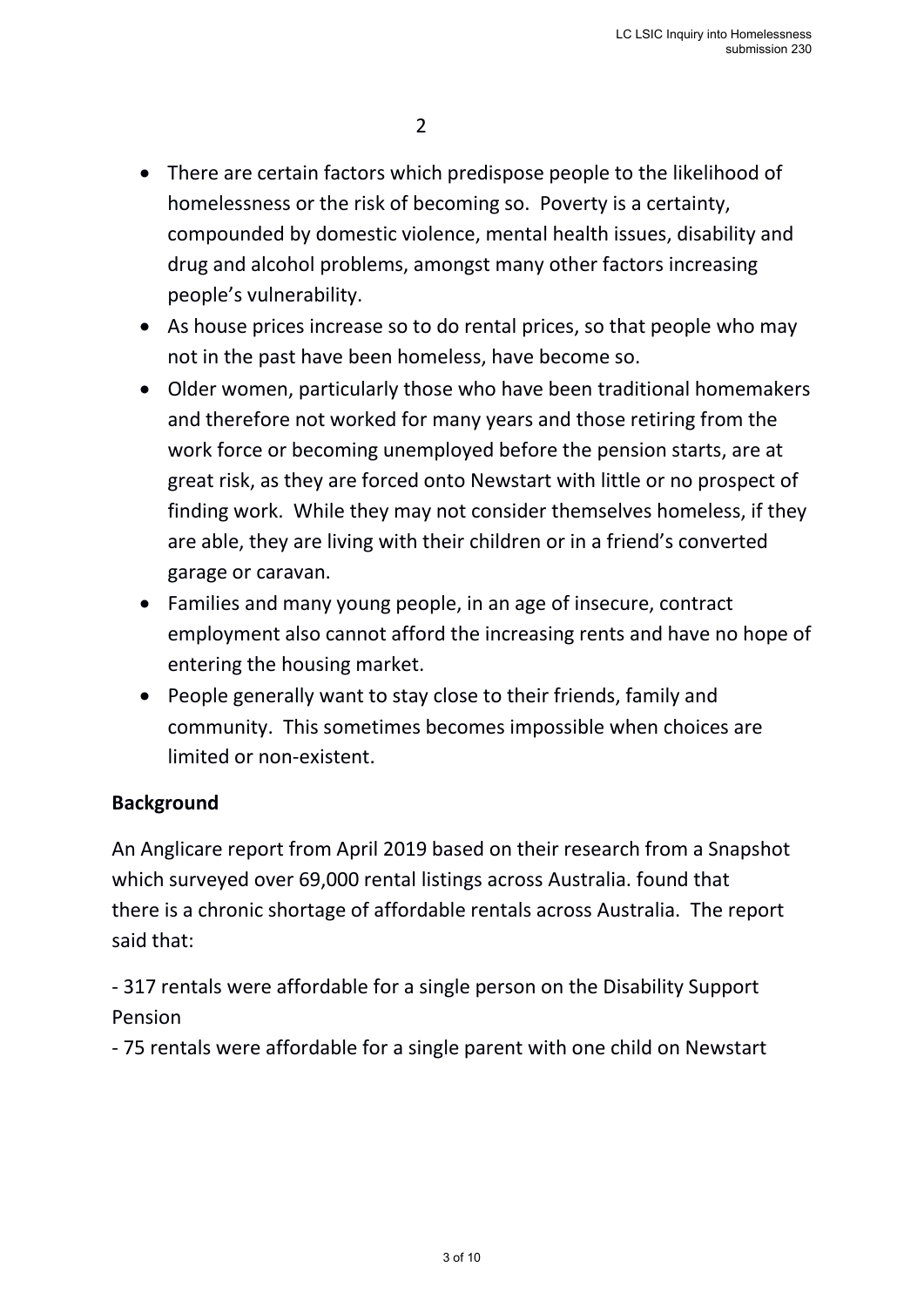- There are certain factors which predispose people to the likelihood of homelessness or the risk of becoming so. Poverty is a certainty, compounded by domestic violence, mental health issues, disability and drug and alcohol problems, amongst many other factors increasing people's vulnerability.
- As house prices increase so to do rental prices, so that people who may not in the past have been homeless, have become so.
- Older women, particularly those who have been traditional homemakers and therefore not worked for many years and those retiring from the work force or becoming unemployed before the pension starts, are at great risk, as they are forced onto Newstart with little or no prospect of finding work. While they may not consider themselves homeless, if they are able, they are living with their children or in a friend's converted garage or caravan.
- Families and many young people, in an age of insecure, contract employment also cannot afford the increasing rents and have no hope of entering the housing market.
- People generally want to stay close to their friends, family and community. This sometimes becomes impossible when choices are limited or non-existent.

**Background**

An Anglicare report from April 2019 based on their research from a Snapshot which surveyed over 69,000 rental listings across Australia. found that there is a chronic shortage of affordable rentals across Australia. The report said that:

- 317 rentals were affordable for a single person on the Disability Support Pension
- 75 rentals were affordable for a single parent with one child on Newstart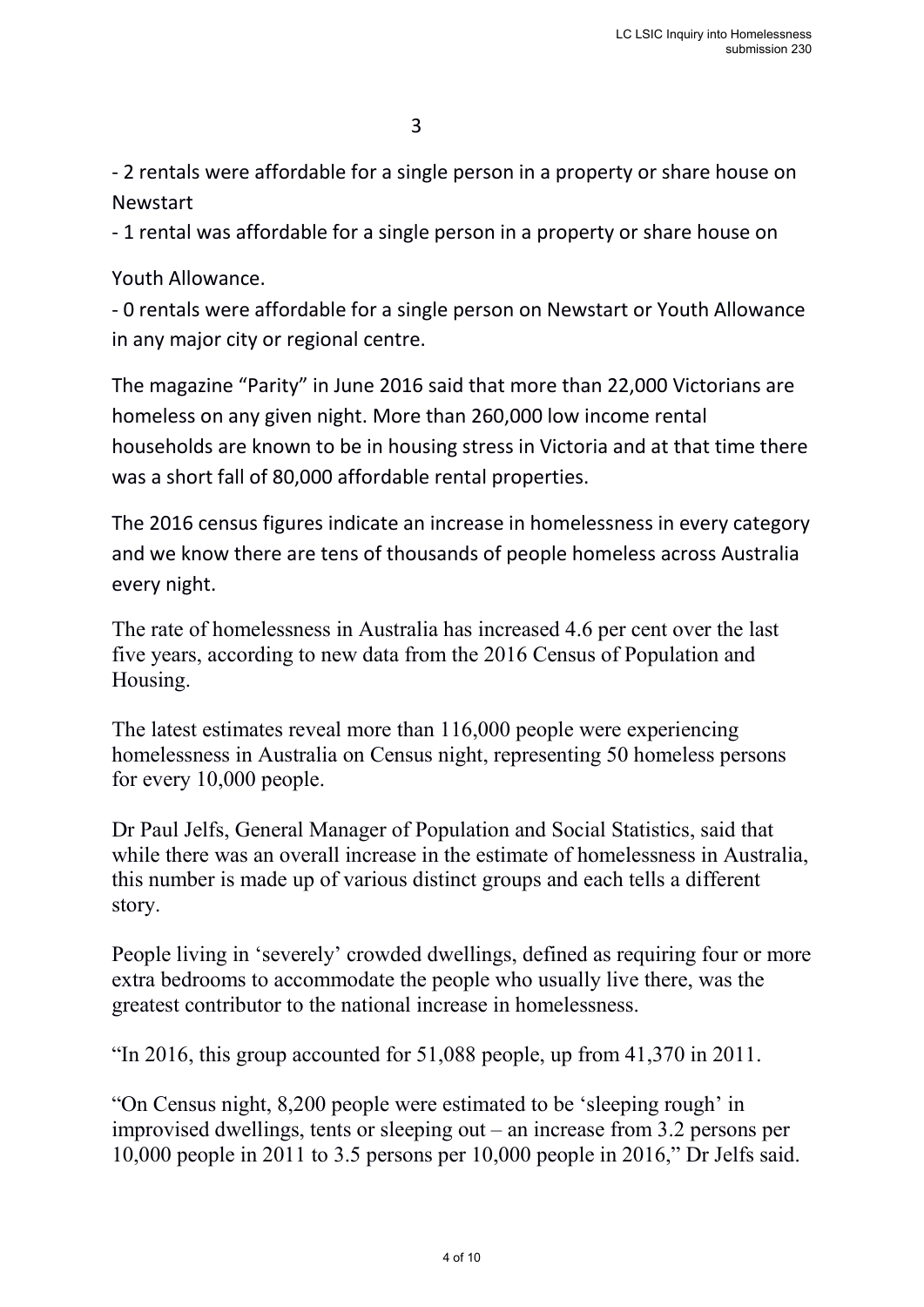- 2 rentals were affordable for a single person in a property or share house on Newstart

- 1 rental was affordable for a single person in a property or share house on Youth Allowance.

- 0 rentals were affordable for a single person on Newstart or Youth Allowance in any major city or regional centre.

The magazine "Parity" in June 2016 said that more than 22,000 Victorians are homeless on any given night. More than 260,000 low income rental households are known to be in housing stress in Victoria and at that time there was a short fall of 80,000 affordable rental properties.

The 2016 census figures indicate an increase in homelessness in every category and we know there are tens of thousands of people homeless across Australia every night.

The rate of homelessness in Australia has increased 4.6 per cent over the last five years, according to new data from the 2016 Census of Population and Housing.

The latest estimates reveal more than 116,000 people were experiencing homelessness in Australia on Census night, representing 50 homeless persons for every 10,000 people.

Dr Paul Jelfs, General Manager of Population and Social Statistics, said that while there was an overall increase in the estimate of homelessness in Australia, this number is made up of various distinct groups and each tells a different story.

People living in 'severely' crowded dwellings, defined as requiring four or more extra bedrooms to accommodate the people who usually live there, was the greatest contributor to the national increase in homelessness.

"In 2016, this group accounted for 51,088 people, up from 41,370 in 2011.

"On Census night, 8,200 people were estimated to be 'sleeping rough' in improvised dwellings, tents or sleeping out – an increase from 3.2 persons per 10,000 people in 2011 to 3.5 persons per 10,000 people in 2016," Dr Jelfs said.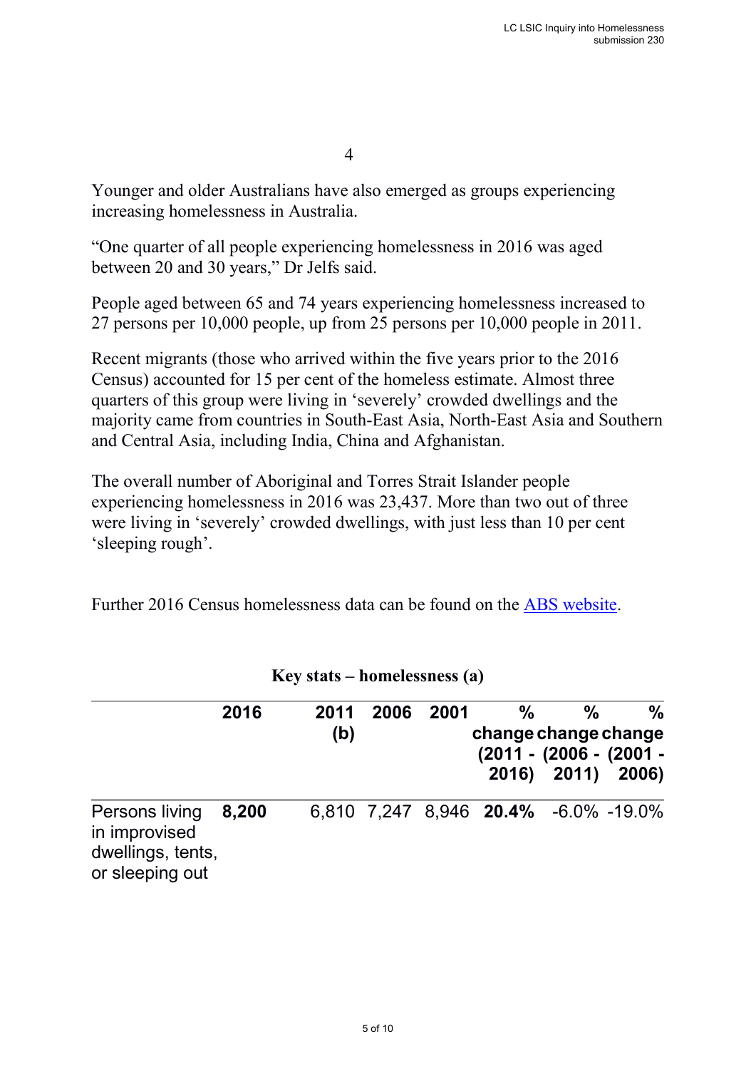Younger and older Australians have also emerged as groups experiencing increasing homelessness in Australia.

“One quarter of all people experiencing homelessness in 2016 was aged between 20 and 30 years,” Dr Jelfs said.

People aged between 65 and 74 years experiencing homelessness increased to 27 persons per 10,000 people, up from 25 persons per 10,000 people in 2011.

Recent migrants (those who arrived within the five years prior to the 2016 Census) accounted for 15 per cent of the homeless estimate. Almost three quarters of this group were living in ‘severely’ crowded dwellings and the majority came from countries in South-East Asia, North-East Asia and Southern and Central Asia, including India, China and Afghanistan.

The overall number of Aboriginal and Torres Strait Islander people experiencing homelessness in 2016 was 23,437. More than two out of three were living in ‘severely’ crowded dwellings, with just less than 10 per cent ‘sleeping rough’.

Further 2016 Census homelessness data can be found on the ABS website.

**Key stats – homelessness (a)**

| | 2016 | 2011 (b) | 2006 | 2001 | % change (2011 - 2016) | % change (2006 - 2011) | % change (2001 - 2006) |
|---|---|---|---|---|---|---|---|
| Persons living in improvised dwellings, tents, or sleeping out | **8,200** | 6,810 | 7,247 | 8,946 | **20.4%** | -6.0% | -19.0% |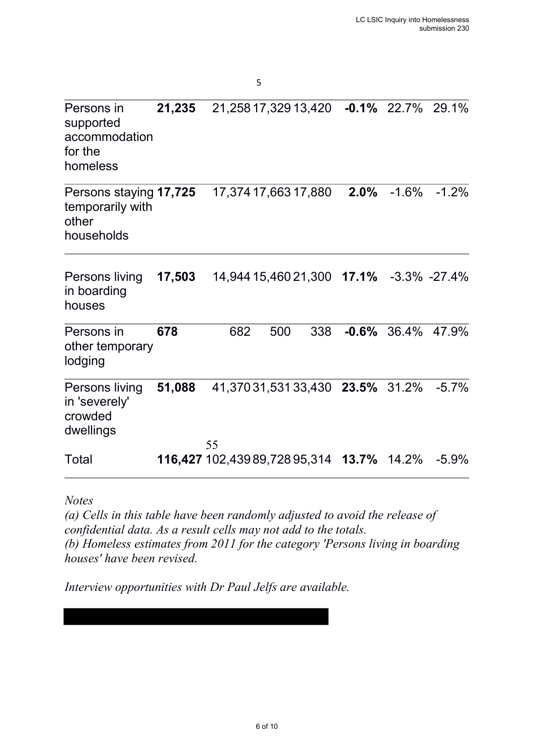5

| | | | | | | | |
|---|---|---|---|---|---|---|---|
| Persons in supported accommodation for the homeless | **21,235** | 21,258 | 17,329 | 13,420 | **-0.1%** | 22.7% | 29.1% |
| Persons staying temporarily with other households | **17,725** | 17,374 | 17,663 | 17,880 | **2.0%** | -1.6% | -1.2% |
| Persons living in boarding houses | **17,503** | 14,944 | 15,460 | 21,300 | **17.1%** | -3.3% | -27.4% |
| Persons in other temporary lodging | **678** | 682 | 500 | 338 | **-0.6%** | 36.4% | 47.9% |
| Persons living in 'severely' crowded dwellings | **51,088** | 41,370 | 31,531 | 33,430 | **23.5%** | 31.2% | -5.7% |
| Total | **116,427** | 102,439 | 89,728 | 95,314 | **13.7%** | 14.2% | -5.9% |

55

*Notes*

*(a) Cells in this table have been randomly adjusted to avoid the release of confidential data. As a result cells may not add to the totals.*

*(b) Homeless estimates from 2011 for the category 'Persons living in boarding houses' have been revised.*

*Interview opportunities with Dr Paul Jelfs are available.*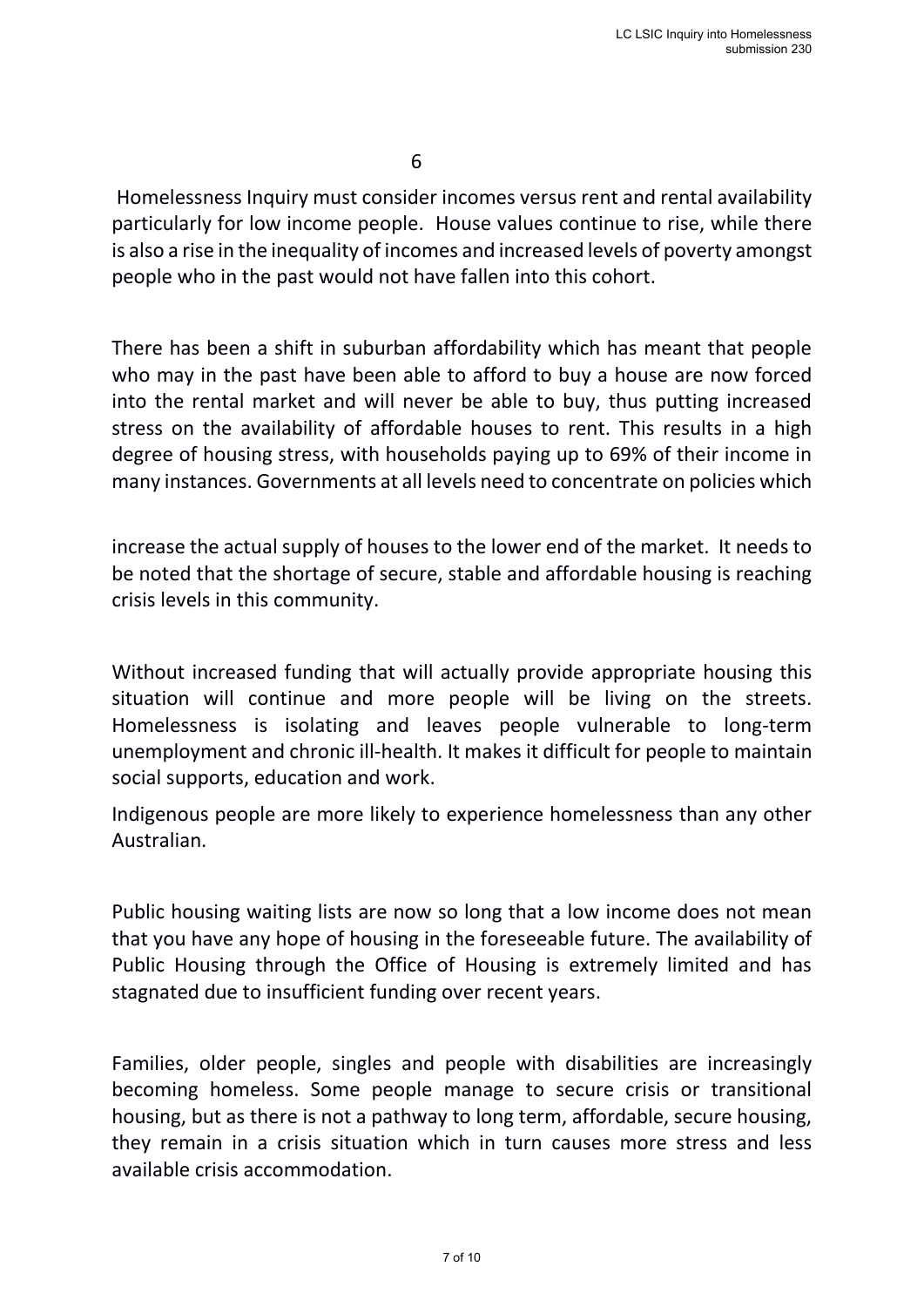Homelessness Inquiry must consider incomes versus rent and rental availability particularly for low income people. House values continue to rise, while there is also a rise in the inequality of incomes and increased levels of poverty amongst people who in the past would not have fallen into this cohort.

There has been a shift in suburban affordability which has meant that people who may in the past have been able to afford to buy a house are now forced into the rental market and will never be able to buy, thus putting increased stress on the availability of affordable houses to rent. This results in a high degree of housing stress, with households paying up to 69% of their income in many instances. Governments at all levels need to concentrate on policies which increase the actual supply of houses to the lower end of the market. It needs to be noted that the shortage of secure, stable and affordable housing is reaching crisis levels in this community.

Without increased funding that will actually provide appropriate housing this situation will continue and more people will be living on the streets. Homelessness is isolating and leaves people vulnerable to long-term unemployment and chronic ill-health. It makes it difficult for people to maintain social supports, education and work.

Indigenous people are more likely to experience homelessness than any other Australian.

Public housing waiting lists are now so long that a low income does not mean that you have any hope of housing in the foreseeable future. The availability of Public Housing through the Office of Housing is extremely limited and has stagnated due to insufficient funding over recent years.

Families, older people, singles and people with disabilities are increasingly becoming homeless. Some people manage to secure crisis or transitional housing, but as there is not a pathway to long term, affordable, secure housing, they remain in a crisis situation which in turn causes more stress and less available crisis accommodation.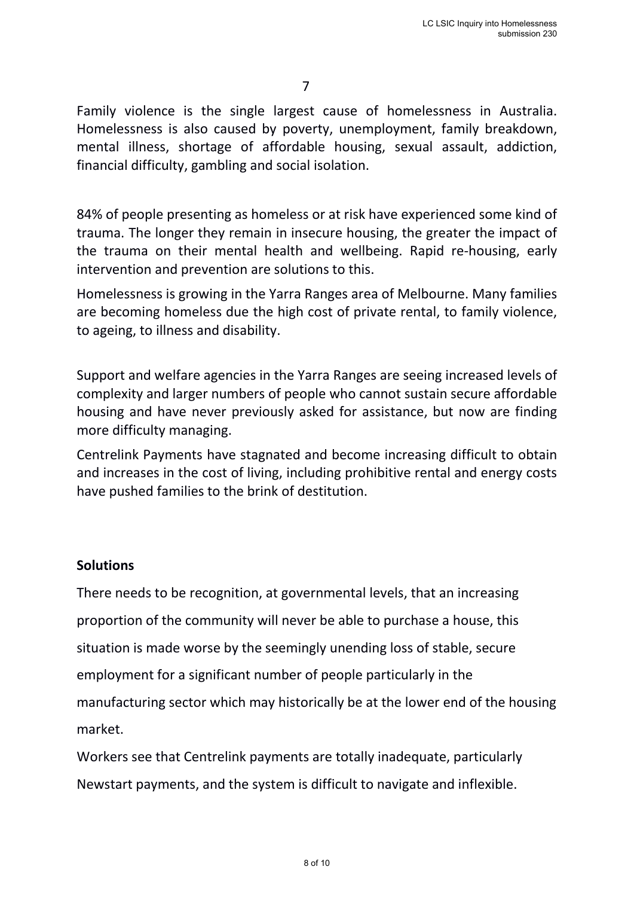Family violence is the single largest cause of homelessness in Australia. Homelessness is also caused by poverty, unemployment, family breakdown, mental illness, shortage of affordable housing, sexual assault, addiction, financial difficulty, gambling and social isolation.

84% of people presenting as homeless or at risk have experienced some kind of trauma. The longer they remain in insecure housing, the greater the impact of the trauma on their mental health and wellbeing. Rapid re-housing, early intervention and prevention are solutions to this.

Homelessness is growing in the Yarra Ranges area of Melbourne. Many families are becoming homeless due the high cost of private rental, to family violence, to ageing, to illness and disability.

Support and welfare agencies in the Yarra Ranges are seeing increased levels of complexity and larger numbers of people who cannot sustain secure affordable housing and have never previously asked for assistance, but now are finding more difficulty managing.

Centrelink Payments have stagnated and become increasing difficult to obtain and increases in the cost of living, including prohibitive rental and energy costs have pushed families to the brink of destitution.

**Solutions**

There needs to be recognition, at governmental levels, that an increasing proportion of the community will never be able to purchase a house, this situation is made worse by the seemingly unending loss of stable, secure employment for a significant number of people particularly in the manufacturing sector which may historically be at the lower end of the housing market.

Workers see that Centrelink payments are totally inadequate, particularly Newstart payments, and the system is difficult to navigate and inflexible.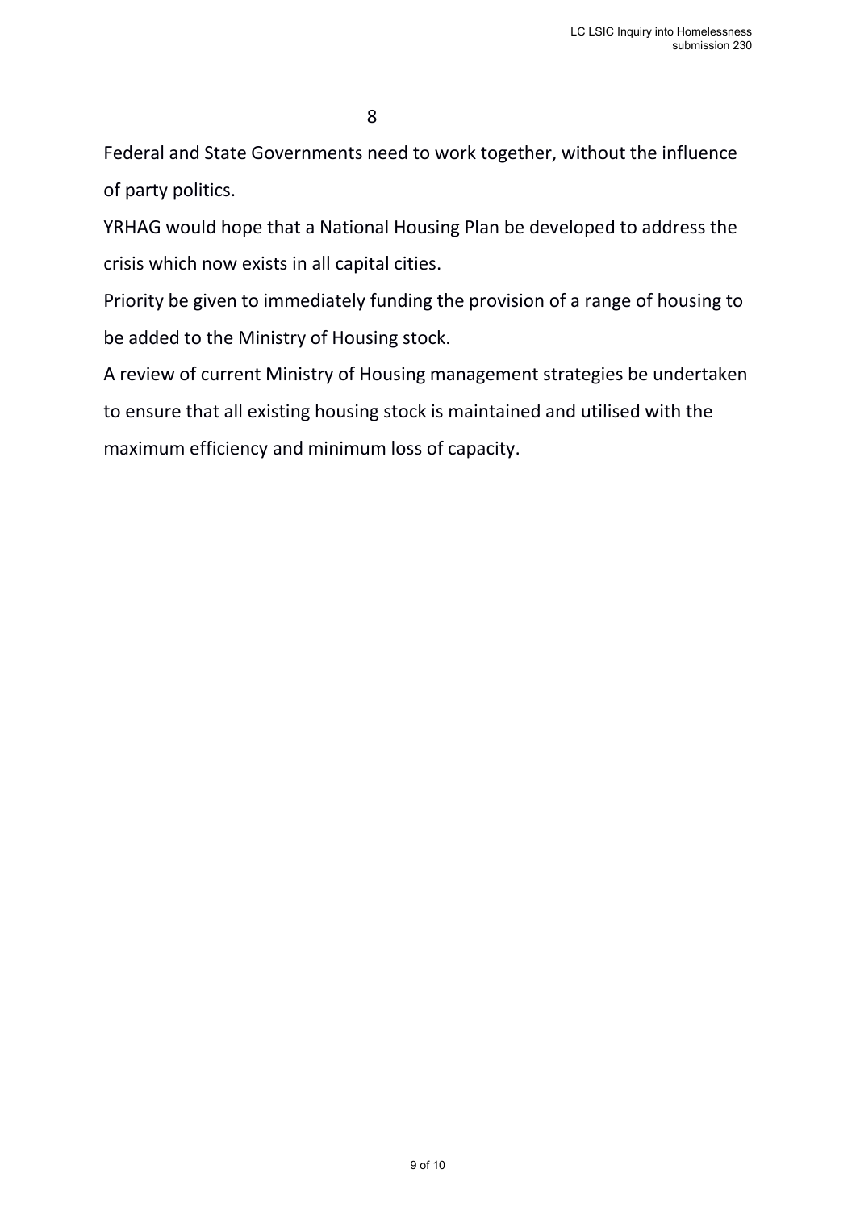Federal and State Governments need to work together, without the influence of party politics.

YRHAG would hope that a National Housing Plan be developed to address the crisis which now exists in all capital cities.

Priority be given to immediately funding the provision of a range of housing to be added to the Ministry of Housing stock.

A review of current Ministry of Housing management strategies be undertaken to ensure that all existing housing stock is maintained and utilised with the maximum efficiency and minimum loss of capacity.